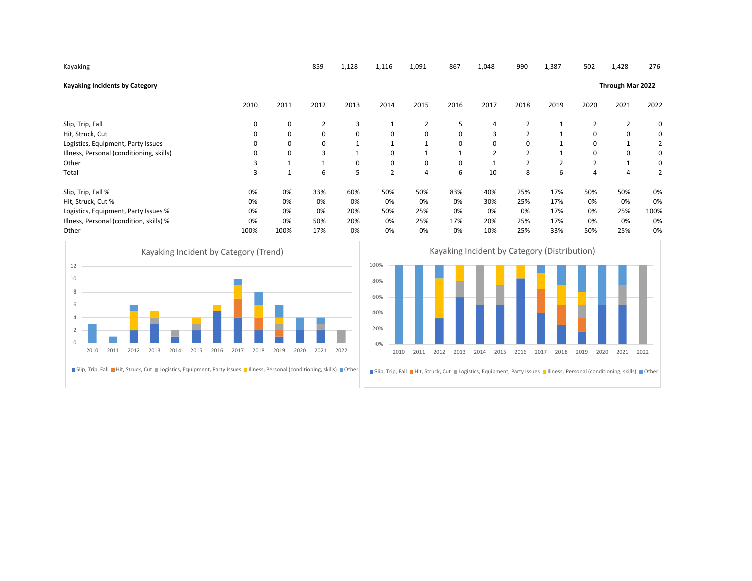| Kayaking | | | 859 | 1,128 | 1,116 | 1,091 | 867 | 1,048 | 990 | 1,387 | 502 | 1,428 | 276 |
|---|---|---|---|---|---|---|---|---|---|---|---|---|---|

**Kayaking Incidents by Category** — **Through Mar 2022**

| | 2010 | 2011 | 2012 | 2013 | 2014 | 2015 | 2016 | 2017 | 2018 | 2019 | 2020 | 2021 | 2022 |
|---|---|---|---|---|---|---|---|---|---|---|---|---|---|
| Slip, Trip, Fall | 0 | 0 | 2 | 3 | 1 | 2 | 5 | 4 | 2 | 1 | 2 | 2 | 0 |
| Hit, Struck, Cut | 0 | 0 | 0 | 0 | 0 | 0 | 0 | 3 | 2 | 1 | 0 | 0 | 0 |
| Logistics, Equipment, Party Issues | 0 | 0 | 0 | 1 | 1 | 1 | 0 | 0 | 0 | 1 | 0 | 1 | 2 |
| Illness, Personal (conditioning, skills) | 0 | 0 | 3 | 1 | 0 | 1 | 1 | 2 | 2 | 1 | 0 | 0 | 0 |
| Other | 3 | 1 | 1 | 0 | 0 | 0 | 0 | 1 | 2 | 2 | 2 | 1 | 0 |
| Total | 3 | 1 | 6 | 5 | 2 | 4 | 6 | 10 | 8 | 6 | 4 | 4 | 2 |
| | | | | | | | | | | | | | |
| Slip, Trip, Fall % | 0% | 0% | 33% | 60% | 50% | 50% | 83% | 40% | 25% | 17% | 50% | 50% | 0% |
| Hit, Struck, Cut % | 0% | 0% | 0% | 0% | 0% | 0% | 0% | 30% | 25% | 17% | 0% | 0% | 0% |
| Logistics, Equipment, Party Issues % | 0% | 0% | 0% | 20% | 50% | 25% | 0% | 0% | 0% | 17% | 0% | 25% | 100% |
| Illness, Personal (condition, skills) % | 0% | 0% | 50% | 20% | 0% | 25% | 17% | 20% | 25% | 17% | 0% | 0% | 0% |
| Other | 100% | 100% | 17% | 0% | 0% | 0% | 0% | 10% | 25% | 33% | 50% | 25% | 0% |

Kayaking Incident by Category (Trend)

Kayaking Incident by Category (Distribution)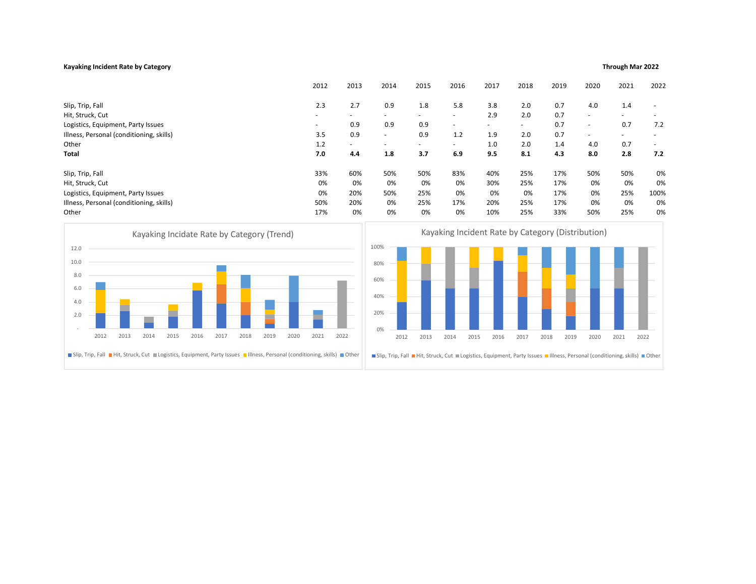**Kayaking Incident Rate by Category**

**Through Mar 2022**

| | 2012 | 2013 | 2014 | 2015 | 2016 | 2017 | 2018 | 2019 | 2020 | 2021 | 2022 |
|---|---|---|---|---|---|---|---|---|---|---|---|
| Slip, Trip, Fall | 2.3 | 2.7 | 0.9 | 1.8 | 5.8 | 3.8 | 2.0 | 0.7 | 4.0 | 1.4 | - |
| Hit, Struck, Cut | - | - | - | - | - | 2.9 | 2.0 | 0.7 | - | - | - |
| Logistics, Equipment, Party Issues | - | 0.9 | 0.9 | 0.9 | - | - | - | 0.7 | - | 0.7 | 7.2 |
| Illness, Personal (conditioning, skills) | 3.5 | 0.9 | - | 0.9 | 1.2 | 1.9 | 2.0 | 0.7 | - | - | - |
| Other | 1.2 | - | - | - | - | 1.0 | 2.0 | 1.4 | 4.0 | 0.7 | - |
| **Total** | **7.0** | **4.4** | **1.8** | **3.7** | **6.9** | **9.5** | **8.1** | **4.3** | **8.0** | **2.8** | **7.2** |

| | 2012 | 2013 | 2014 | 2015 | 2016 | 2017 | 2018 | 2019 | 2020 | 2021 | 2022 |
|---|---|---|---|---|---|---|---|---|---|---|---|
| Slip, Trip, Fall | 33% | 60% | 50% | 50% | 83% | 40% | 25% | 17% | 50% | 50% | 0% |
| Hit, Struck, Cut | 0% | 0% | 0% | 0% | 0% | 30% | 25% | 17% | 0% | 0% | 0% |
| Logistics, Equipment, Party Issues | 0% | 20% | 50% | 25% | 0% | 0% | 0% | 17% | 0% | 25% | 100% |
| Illness, Personal (conditioning, skills) | 50% | 20% | 0% | 25% | 17% | 20% | 25% | 17% | 0% | 0% | 0% |
| Other | 17% | 0% | 0% | 0% | 0% | 10% | 25% | 33% | 50% | 25% | 0% |

Kayaking Incidate Rate by Category (Trend)

Kayaking Incident Rate by Category (Distribution)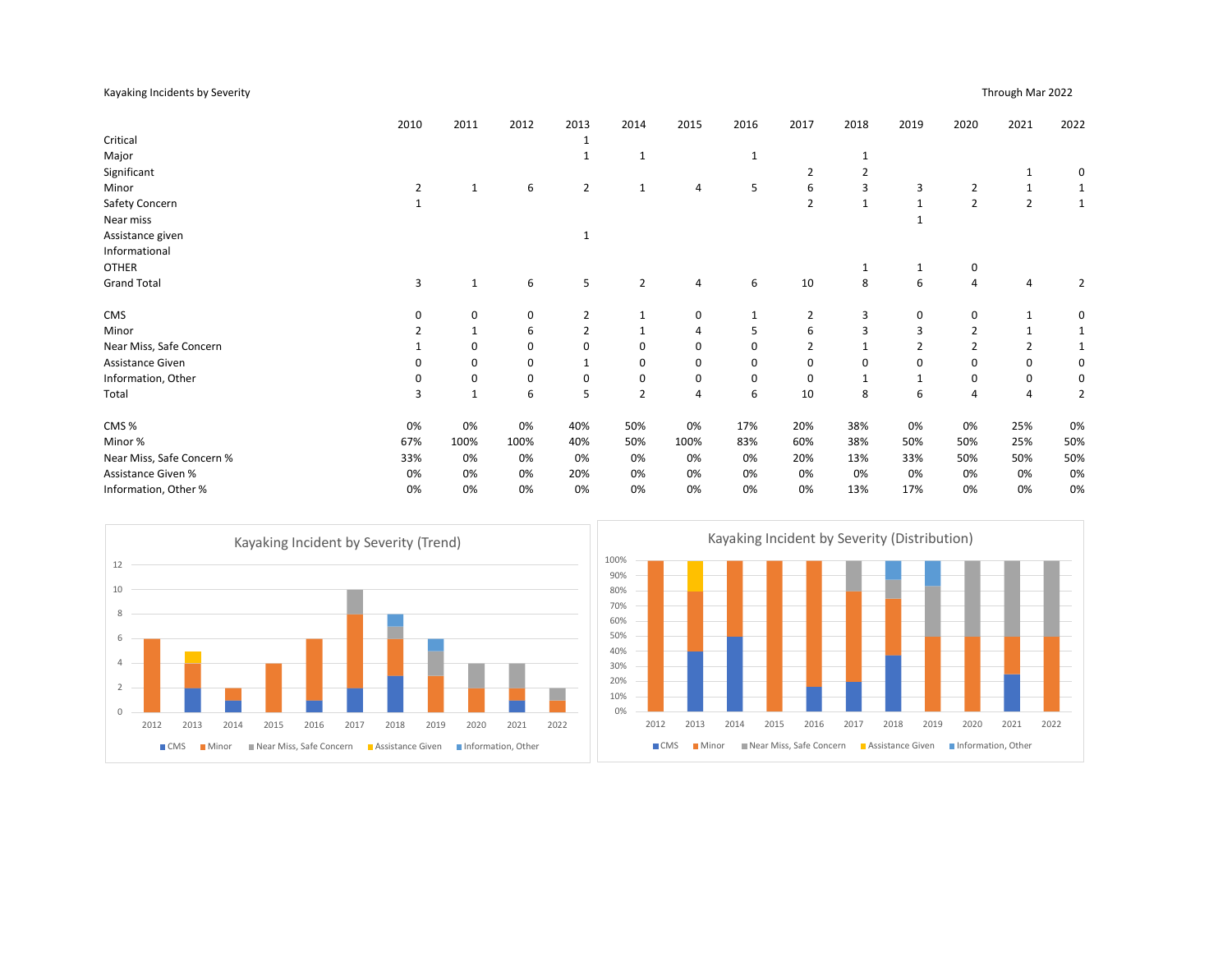Kayaking Incidents by Severity

Through Mar 2022

| | 2010 | 2011 | 2012 | 2013 | 2014 | 2015 | 2016 | 2017 | 2018 | 2019 | 2020 | 2021 | 2022 |
|---|---|---|---|---|---|---|---|---|---|---|---|---|---|
| Critical | | | | 1 | | | | | | | | | |
| Major | | | | 1 | 1 | | 1 | | 1 | | | | |
| Significant | | | | | | | | 2 | 2 | | | 1 | 0 |
| Minor | 2 | 1 | 6 | 2 | 1 | 4 | 5 | 6 | 3 | 3 | 2 | 1 | 1 |
| Safety Concern | 1 | | | | | | | 2 | 1 | 1 | 2 | 2 | 1 |
| Near miss | | | | | | | | | | 1 | | | |
| Assistance given | | | | 1 | | | | | | | | | |
| Informational | | | | | | | | | | | | | |
| OTHER | | | | | | | | | 1 | 1 | 0 | | |
| Grand Total | 3 | 1 | 6 | 5 | 2 | 4 | 6 | 10 | 8 | 6 | 4 | 4 | 2 |

| | 2010 | 2011 | 2012 | 2013 | 2014 | 2015 | 2016 | 2017 | 2018 | 2019 | 2020 | 2021 | 2022 |
|---|---|---|---|---|---|---|---|---|---|---|---|---|---|
| CMS | 0 | 0 | 0 | 2 | 1 | 0 | 1 | 2 | 3 | 0 | 0 | 1 | 0 |
| Minor | 2 | 1 | 6 | 2 | 1 | 4 | 5 | 6 | 3 | 3 | 2 | 1 | 1 |
| Near Miss, Safe Concern | 1 | 0 | 0 | 0 | 0 | 0 | 0 | 2 | 1 | 2 | 2 | 2 | 1 |
| Assistance Given | 0 | 0 | 0 | 1 | 0 | 0 | 0 | 0 | 0 | 0 | 0 | 0 | 0 |
| Information, Other | 0 | 0 | 0 | 0 | 0 | 0 | 0 | 0 | 1 | 1 | 0 | 0 | 0 |
| Total | 3 | 1 | 6 | 5 | 2 | 4 | 6 | 10 | 8 | 6 | 4 | 4 | 2 |

| | 2010 | 2011 | 2012 | 2013 | 2014 | 2015 | 2016 | 2017 | 2018 | 2019 | 2020 | 2021 | 2022 |
|---|---|---|---|---|---|---|---|---|---|---|---|---|---|
| CMS % | 0% | 0% | 0% | 40% | 50% | 0% | 17% | 20% | 38% | 0% | 0% | 25% | 0% |
| Minor % | 67% | 100% | 100% | 40% | 50% | 100% | 83% | 60% | 38% | 50% | 50% | 25% | 50% |
| Near Miss, Safe Concern % | 33% | 0% | 0% | 0% | 0% | 0% | 0% | 20% | 13% | 33% | 50% | 50% | 50% |
| Assistance Given % | 0% | 0% | 0% | 20% | 0% | 0% | 0% | 0% | 0% | 0% | 0% | 0% | 0% |
| Information, Other % | 0% | 0% | 0% | 0% | 0% | 0% | 0% | 0% | 13% | 17% | 0% | 0% | 0% |

Kayaking Incident by Severity (Trend)

Kayaking Incident by Severity (Distribution)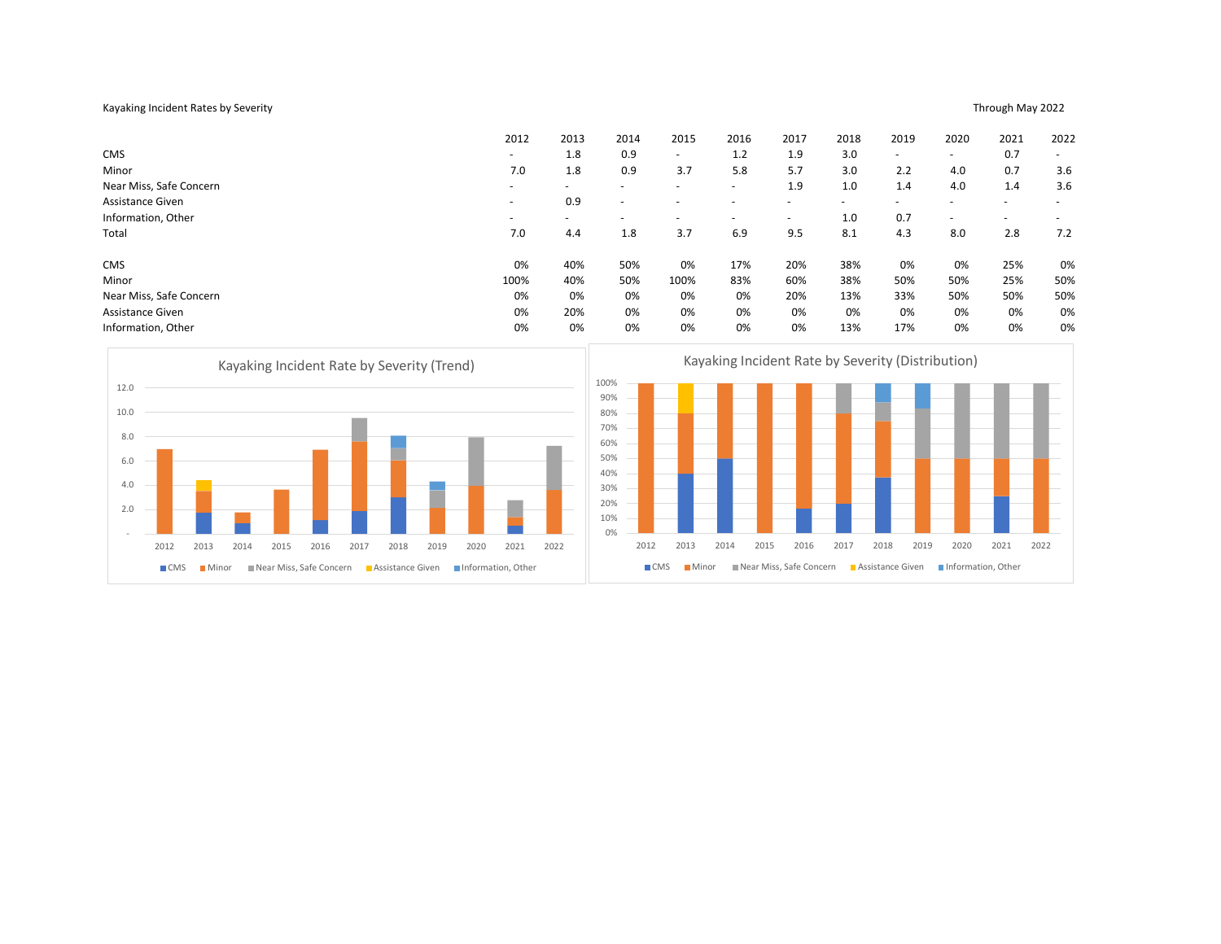Kayaking Incident Rates by Severity

Through May 2022

| | 2012 | 2013 | 2014 | 2015 | 2016 | 2017 | 2018 | 2019 | 2020 | 2021 | 2022 |
|---|---|---|---|---|---|---|---|---|---|---|---|
| CMS | - | 1.8 | 0.9 | - | 1.2 | 1.9 | 3.0 | - | - | 0.7 | - |
| Minor | 7.0 | 1.8 | 0.9 | 3.7 | 5.8 | 5.7 | 3.0 | 2.2 | 4.0 | 0.7 | 3.6 |
| Near Miss, Safe Concern | - | - | - | - | - | 1.9 | 1.0 | 1.4 | 4.0 | 1.4 | 3.6 |
| Assistance Given | - | 0.9 | - | - | - | - | - | - | - | - | - |
| Information, Other | - | - | - | - | - | - | 1.0 | 0.7 | - | - | - |
| Total | 7.0 | 4.4 | 1.8 | 3.7 | 6.9 | 9.5 | 8.1 | 4.3 | 8.0 | 2.8 | 7.2 |
| | | | | | | | | | | | |
| CMS | 0% | 40% | 50% | 0% | 17% | 20% | 38% | 0% | 0% | 25% | 0% |
| Minor | 100% | 40% | 50% | 100% | 83% | 60% | 38% | 50% | 50% | 25% | 50% |
| Near Miss, Safe Concern | 0% | 0% | 0% | 0% | 0% | 20% | 13% | 33% | 50% | 50% | 50% |
| Assistance Given | 0% | 20% | 0% | 0% | 0% | 0% | 0% | 0% | 0% | 0% | 0% |
| Information, Other | 0% | 0% | 0% | 0% | 0% | 0% | 13% | 17% | 0% | 0% | 0% |

Kayaking Incident Rate by Severity (Trend)

12.0
10.0
8.0
6.0
4.0
2.0
-

2012 2013 2014 2015 2016 2017 2018 2019 2020 2021 2022

CMS Minor Near Miss, Safe Concern Assistance Given Information, Other

Kayaking Incident Rate by Severity (Distribution)

100%
90%
80%
70%
60%
50%
40%
30%
20%
10%
0%

2012 2013 2014 2015 2016 2017 2018 2019 2020 2021 2022

CMS Minor Near Miss, Safe Concern Assistance Given Information, Other